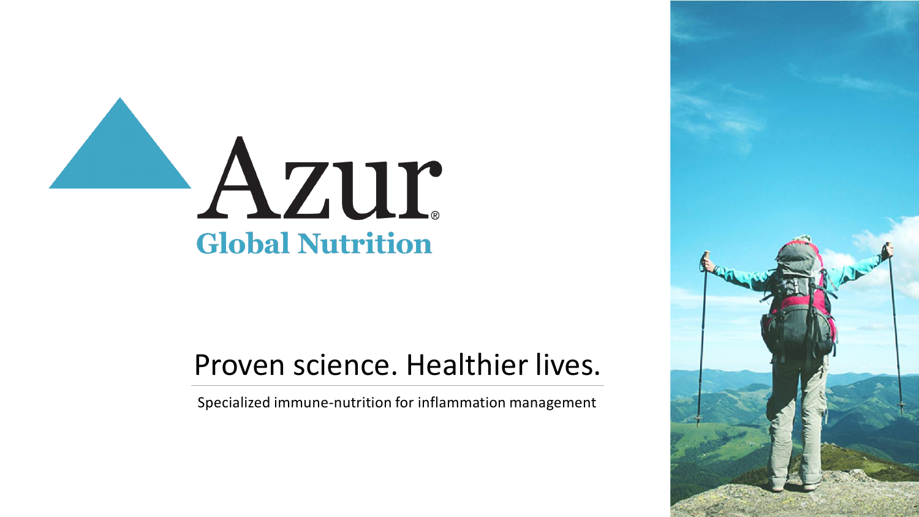# Azur®

## Global Nutrition

Proven science. Healthier lives.

Specialized immune-nutrition for inflammation management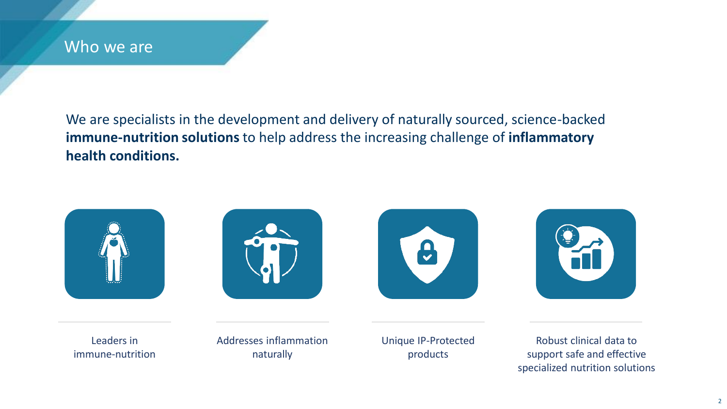# Who we are

We are specialists in the development and delivery of naturally sourced, science-backed **immune-nutrition solutions** to help address the increasing challenge of **inflammatory health conditions.**

- Leaders in immune-nutrition
- Addresses inflammation naturally
- Unique IP-Protected products
- Robust clinical data to support safe and effective specialized nutrition solutions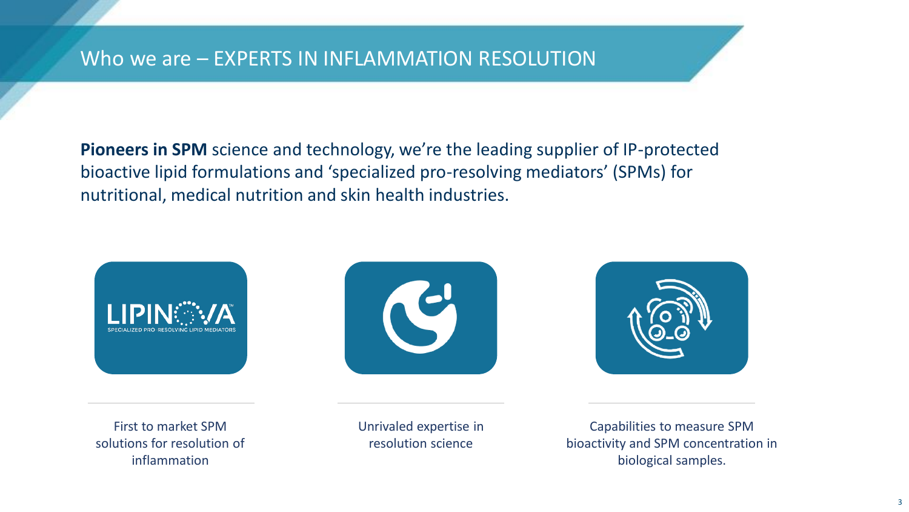# Who we are – EXPERTS IN INFLAMMATION RESOLUTION

**Pioneers in SPM** science and technology, we're the leading supplier of IP-protected bioactive lipid formulations and 'specialized pro-resolving mediators' (SPMs) for nutritional, medical nutrition and skin health industries.

LIPINOVA™
SPECIALIZED PRO-RESOLVING LIPID MEDIATORS

First to market SPM solutions for resolution of inflammation

Unrivaled expertise in resolution science

Capabilities to measure SPM bioactivity and SPM concentration in biological samples.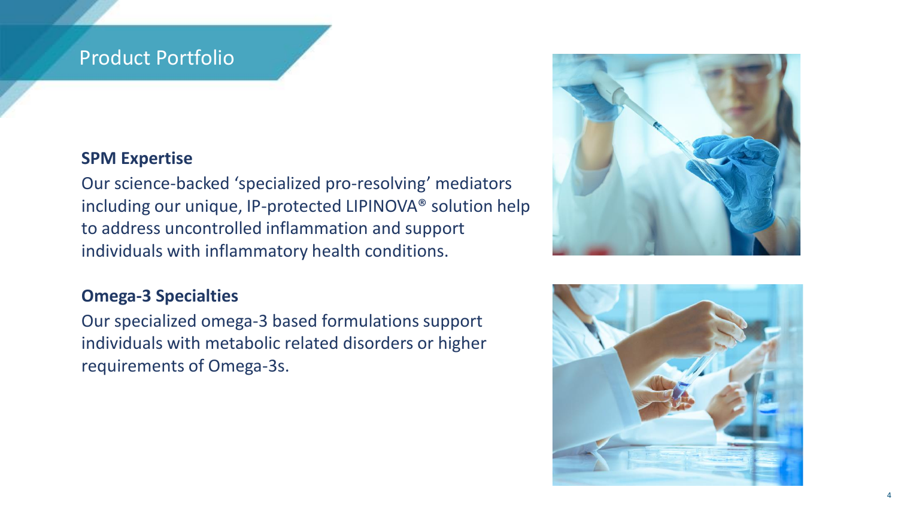# Product Portfolio

**SPM Expertise**

Our science-backed 'specialized pro-resolving' mediators including our unique, IP-protected LIPINOVA® solution help to address uncontrolled inflammation and support individuals with inflammatory health conditions.

**Omega-3 Specialties**

Our specialized omega-3 based formulations support individuals with metabolic related disorders or higher requirements of Omega-3s.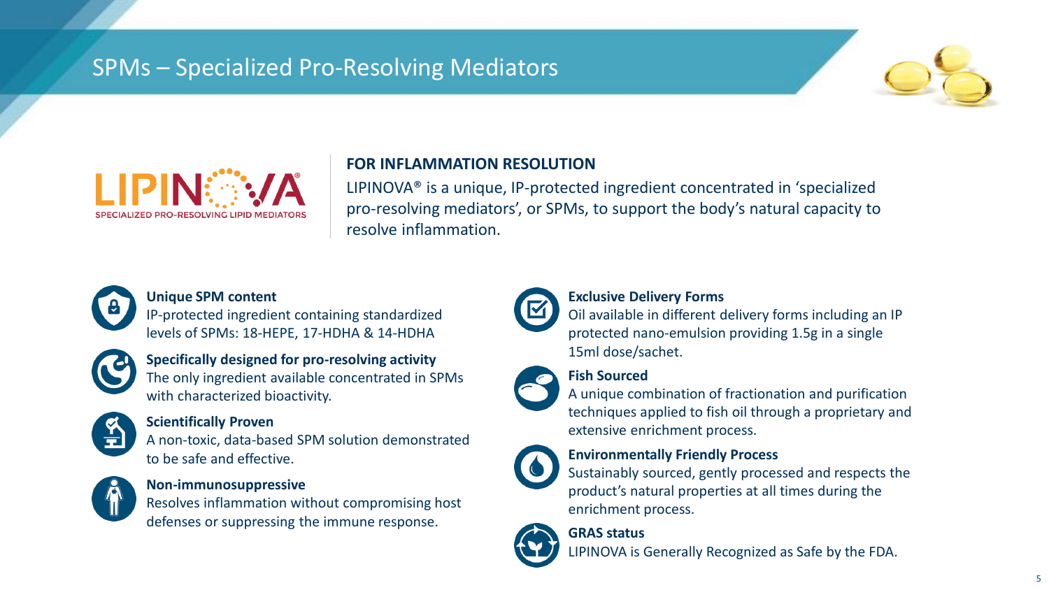# SPMs – Specialized Pro-Resolving Mediators

LIPINOVA®
SPECIALIZED PRO-RESOLVING LIPID MEDIATORS

**FOR INFLAMMATION RESOLUTION**

LIPINOVA® is a unique, IP-protected ingredient concentrated in 'specialized pro-resolving mediators', or SPMs, to support the body's natural capacity to resolve inflammation.

**Unique SPM content**
IP-protected ingredient containing standardized levels of SPMs: 18-HEPE, 17-HDHA & 14-HDHA

**Specifically designed for pro-resolving activity**
The only ingredient available concentrated in SPMs with characterized bioactivity.

**Scientifically Proven**
A non-toxic, data-based SPM solution demonstrated to be safe and effective.

**Non-immunosuppressive**
Resolves inflammation without compromising host defenses or suppressing the immune response.

**Exclusive Delivery Forms**
Oil available in different delivery forms including an IP protected nano-emulsion providing 1.5g in a single 15ml dose/sachet.

**Fish Sourced**
A unique combination of fractionation and purification techniques applied to fish oil through a proprietary and extensive enrichment process.

**Environmentally Friendly Process**
Sustainably sourced, gently processed and respects the product's natural properties at all times during the enrichment process.

**GRAS status**
LIPINOVA is Generally Recognized as Safe by the FDA.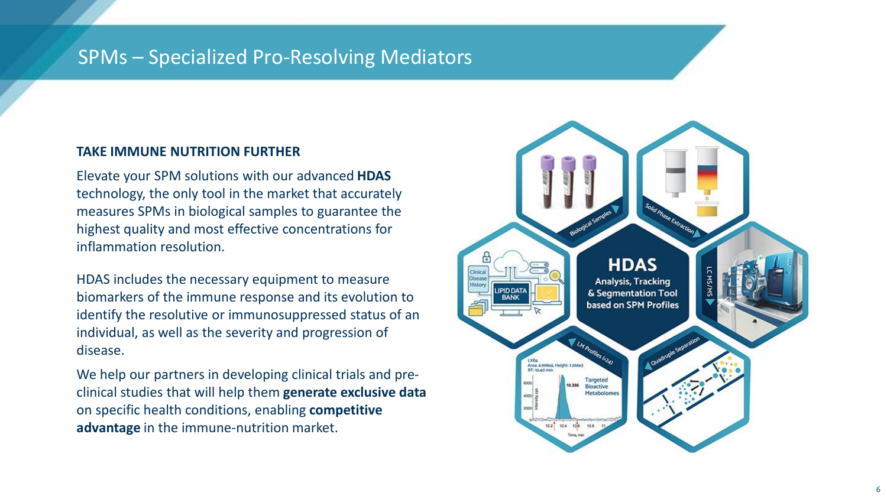# SPMs – Specialized Pro-Resolving Mediators

**TAKE IMMUNE NUTRITION FURTHER**

Elevate your SPM solutions with our advanced **HDAS** technology, the only tool in the market that accurately measures SPMs in biological samples to guarantee the highest quality and most effective concentrations for inflammation resolution.

HDAS includes the necessary equipment to measure biomarkers of the immune response and its evolution to identify the resolutive or immunosuppressed status of an individual, as well as the severity and progression of disease.

We help our partners in developing clinical trials and pre-clinical studies that will help them **generate exclusive data** on specific health conditions, enabling **competitive advantage** in the immune-nutrition market.

**HDAS**
Analysis, Tracking & Segmentation Tool based on SPM Profiles

- Biological Samples
- Solid Phase Extraction
- LC MS/MS
- Quadruple Separation
- LM Profiles (>24)
- Clinical Disease History / LIPID DATA BANK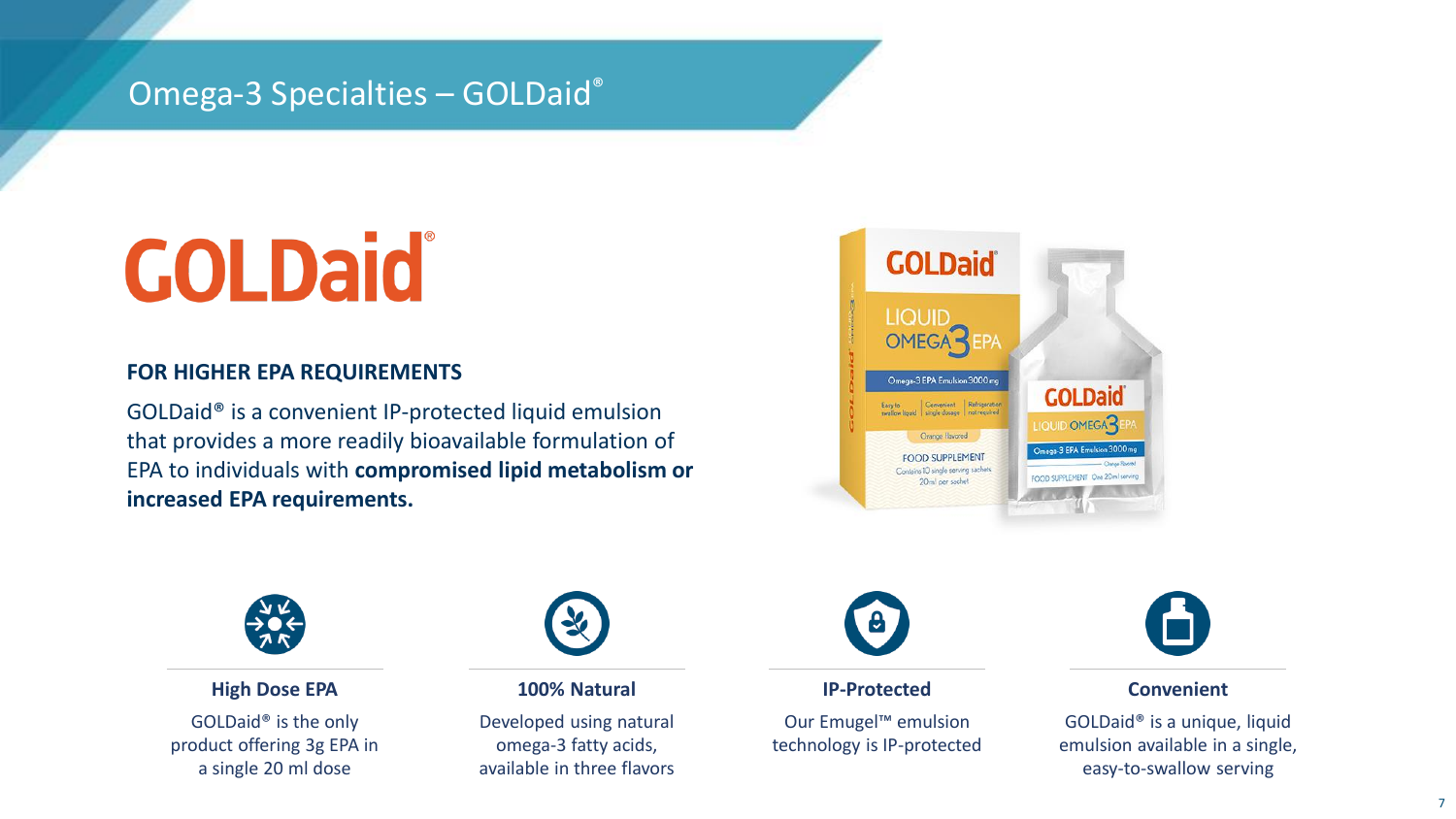# Omega-3 Specialties – GOLDaid®

## GOLDaid®

### FOR HIGHER EPA REQUIREMENTS

GOLDaid® is a convenient IP-protected liquid emulsion that provides a more readily bioavailable formulation of EPA to individuals with **compromised lipid metabolism or increased EPA requirements.**

**High Dose EPA**

GOLDaid® is the only product offering 3g EPA in a single 20 ml dose

**100% Natural**

Developed using natural omega-3 fatty acids, available in three flavors

**IP-Protected**

Our Emugel™ emulsion technology is IP-protected

**Convenient**

GOLDaid® is a unique, liquid emulsion available in a single, easy-to-swallow serving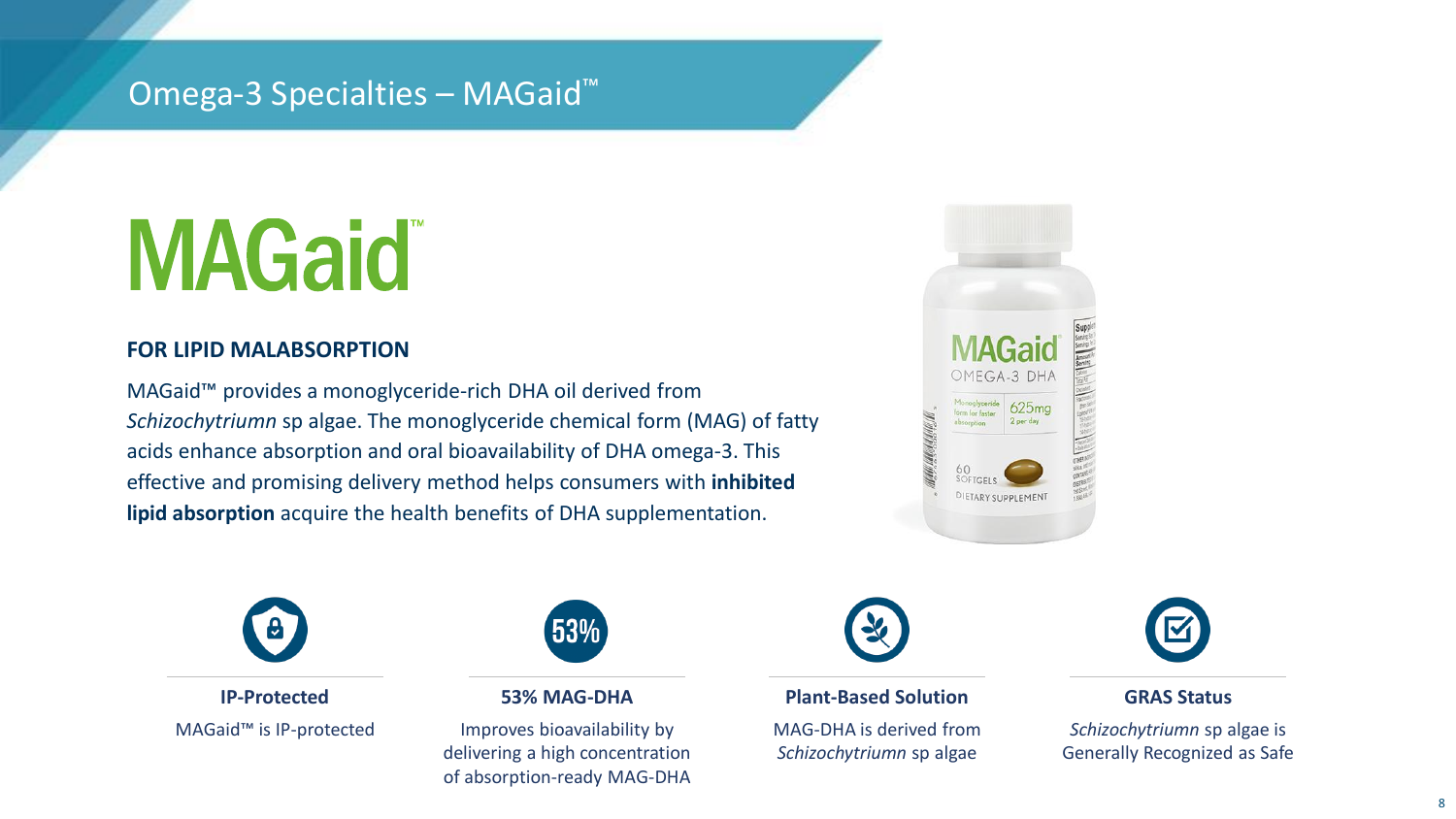# Omega-3 Specialties – MAGaid™

## MAGaid™

### FOR LIPID MALABSORPTION

MAGaid™ provides a monoglyceride-rich DHA oil derived from *Schizochytriumn* sp algae. The monoglyceride chemical form (MAG) of fatty acids enhance absorption and oral bioavailability of DHA omega-3. This effective and promising delivery method helps consumers with **inhibited lipid absorption** acquire the health benefits of DHA supplementation.

**IP-Protected**

MAGaid™ is IP-protected

**53% MAG-DHA**

Improves bioavailability by delivering a high concentration of absorption-ready MAG-DHA

**Plant-Based Solution**

MAG-DHA is derived from *Schizochytriumn* sp algae

**GRAS Status**

*Schizochytriumn* sp algae is Generally Recognized as Safe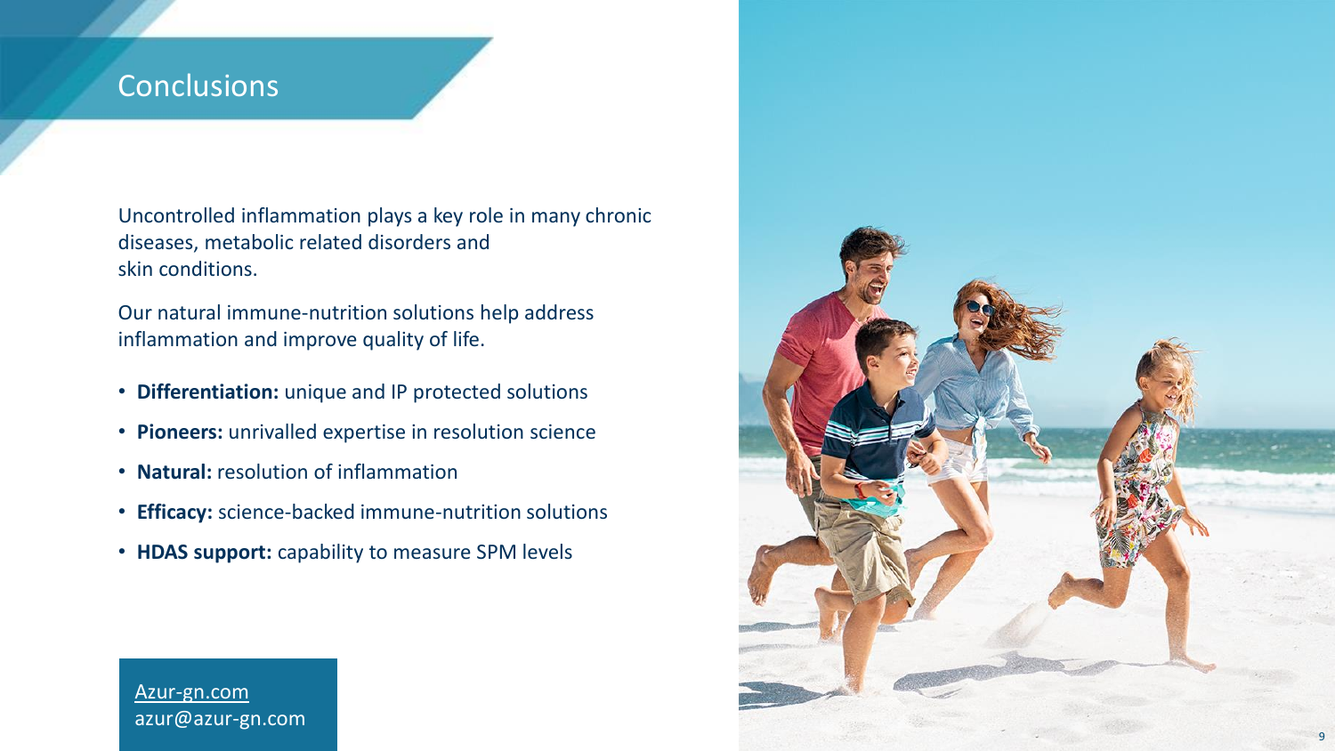# Conclusions

Uncontrolled inflammation plays a key role in many chronic diseases, metabolic related disorders and skin conditions.

Our natural immune-nutrition solutions help address inflammation and improve quality of life.

- **Differentiation:** unique and IP protected solutions
- **Pioneers:** unrivalled expertise in resolution science
- **Natural:** resolution of inflammation
- **Efficacy:** science-backed immune-nutrition solutions
- **HDAS support:** capability to measure SPM levels

[Azur-gn.com](Azur-gn.com)
azur@azur-gn.com